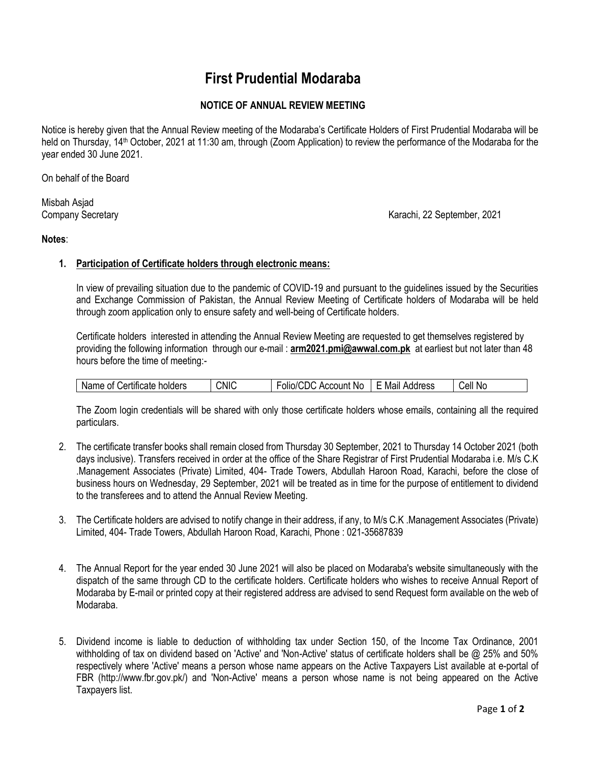# First Prudential Modaraba

## NOTICE OF ANNUAL REVIEW MEETING

Notice is hereby given that the Annual Review meeting of the Modaraba's Certificate Holders of First Prudential Modaraba will be held on Thursday, 14th October, 2021 at 11:30 am, through (Zoom Application) to review the performance of the Modaraba for the year ended 30 June 2021.

On behalf of the Board

Misbah Asjad
Company Secretary

Karachi, 22 September, 2021

**Notes**:

1. **Participation of Certificate holders through electronic means:**

   In view of prevailing situation due to the pandemic of COVID-19 and pursuant to the guidelines issued by the Securities and Exchange Commission of Pakistan, the Annual Review Meeting of Certificate holders of Modaraba will be held through zoom application only to ensure safety and well-being of Certificate holders.

   Certificate holders interested in attending the Annual Review Meeting are requested to get themselves registered by providing the following information through our e-mail : **arm2021.pmi@awwal.com.pk** at earliest but not later than 48 hours before the time of meeting:-

   | Name of Certificate holders | CNIC | Folio/CDC Account No | E Mail Address | Cell No |
   |---|---|---|---|---|

   The Zoom login credentials will be shared with only those certificate holders whose emails, containing all the required particulars.

2. The certificate transfer books shall remain closed from Thursday 30 September, 2021 to Thursday 14 October 2021 (both days inclusive). Transfers received in order at the office of the Share Registrar of First Prudential Modaraba i.e. M/s C.K .Management Associates (Private) Limited, 404- Trade Towers, Abdullah Haroon Road, Karachi, before the close of business hours on Wednesday, 29 September, 2021 will be treated as in time for the purpose of entitlement to dividend to the transferees and to attend the Annual Review Meeting.

3. The Certificate holders are advised to notify change in their address, if any, to M/s C.K .Management Associates (Private) Limited, 404- Trade Towers, Abdullah Haroon Road, Karachi, Phone : 021-35687839

4. The Annual Report for the year ended 30 June 2021 will also be placed on Modaraba's website simultaneously with the dispatch of the same through CD to the certificate holders. Certificate holders who wishes to receive Annual Report of Modaraba by E-mail or printed copy at their registered address are advised to send Request form available on the web of Modaraba.

5. Dividend income is liable to deduction of withholding tax under Section 150, of the Income Tax Ordinance, 2001 withholding of tax on dividend based on 'Active' and 'Non-Active' status of certificate holders shall be @ 25% and 50% respectively where 'Active' means a person whose name appears on the Active Taxpayers List available at e-portal of FBR (http://www.fbr.gov.pk/) and 'Non-Active' means a person whose name is not being appeared on the Active Taxpayers list.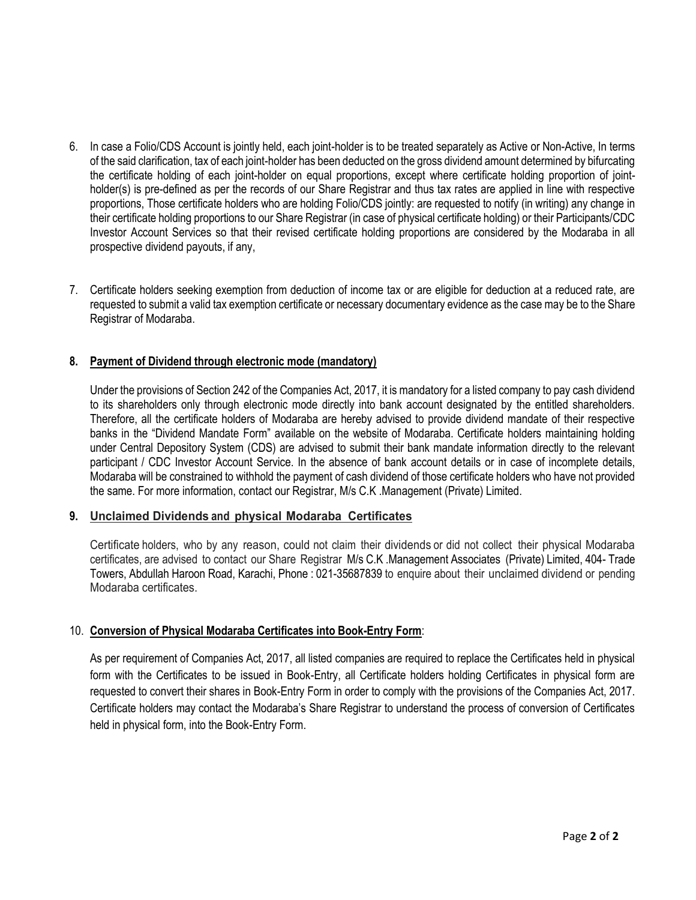6. In case a Folio/CDS Account is jointly held, each joint-holder is to be treated separately as Active or Non-Active, In terms of the said clarification, tax of each joint-holder has been deducted on the gross dividend amount determined by bifurcating the certificate holding of each joint-holder on equal proportions, except where certificate holding proportion of joint-holder(s) is pre-defined as per the records of our Share Registrar and thus tax rates are applied in line with respective proportions, Those certificate holders who are holding Folio/CDS jointly: are requested to notify (in writing) any change in their certificate holding proportions to our Share Registrar (in case of physical certificate holding) or their Participants/CDC Investor Account Services so that their revised certificate holding proportions are considered by the Modaraba in all prospective dividend payouts, if any,

7. Certificate holders seeking exemption from deduction of income tax or are eligible for deduction at a reduced rate, are requested to submit a valid tax exemption certificate or necessary documentary evidence as the case may be to the Share Registrar of Modaraba.

8. **Payment of Dividend through electronic mode (mandatory)**

   Under the provisions of Section 242 of the Companies Act, 2017, it is mandatory for a listed company to pay cash dividend to its shareholders only through electronic mode directly into bank account designated by the entitled shareholders. Therefore, all the certificate holders of Modaraba are hereby advised to provide dividend mandate of their respective banks in the "Dividend Mandate Form" available on the website of Modaraba. Certificate holders maintaining holding under Central Depository System (CDS) are advised to submit their bank mandate information directly to the relevant participant / CDC Investor Account Service. In the absence of bank account details or in case of incomplete details, Modaraba will be constrained to withhold the payment of cash dividend of those certificate holders who have not provided the same. For more information, contact our Registrar, M/s C.K .Management (Private) Limited.

9. **Unclaimed Dividends and physical Modaraba Certificates**

   Certificate holders, who by any reason, could not claim their dividends or did not collect their physical Modaraba certificates, are advised to contact our Share Registrar M/s C.K .Management Associates (Private) Limited, 404- Trade Towers, Abdullah Haroon Road, Karachi, Phone : 021-35687839 to enquire about their unclaimed dividend or pending Modaraba certificates.

10. **Conversion of Physical Modaraba Certificates into Book-Entry Form**:

    As per requirement of Companies Act, 2017, all listed companies are required to replace the Certificates held in physical form with the Certificates to be issued in Book-Entry, all Certificate holders holding Certificates in physical form are requested to convert their shares in Book-Entry Form in order to comply with the provisions of the Companies Act, 2017. Certificate holders may contact the Modaraba's Share Registrar to understand the process of conversion of Certificates held in physical form, into the Book-Entry Form.